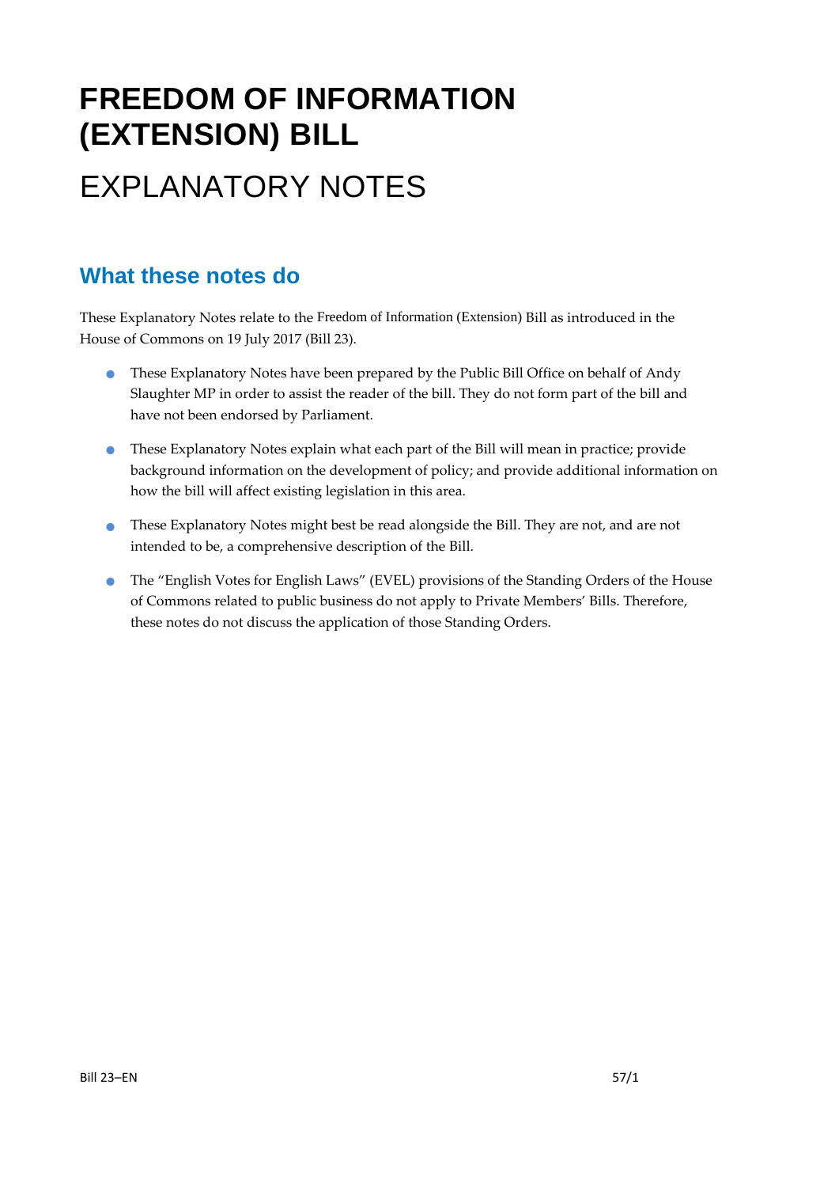# FREEDOM OF INFORMATION (EXTENSION) BILL

# EXPLANATORY NOTES

## What these notes do

These Explanatory Notes relate to the Freedom of Information (Extension) Bill as introduced in the House of Commons on 19 July 2017 (Bill 23).

- These Explanatory Notes have been prepared by the Public Bill Office on behalf of Andy Slaughter MP in order to assist the reader of the bill. They do not form part of the bill and have not been endorsed by Parliament.
- These Explanatory Notes explain what each part of the Bill will mean in practice; provide background information on the development of policy; and provide additional information on how the bill will affect existing legislation in this area.
- These Explanatory Notes might best be read alongside the Bill. They are not, and are not intended to be, a comprehensive description of the Bill.
- The "English Votes for English Laws" (EVEL) provisions of the Standing Orders of the House of Commons related to public business do not apply to Private Members' Bills. Therefore, these notes do not discuss the application of those Standing Orders.

Bill 23–EN 57/1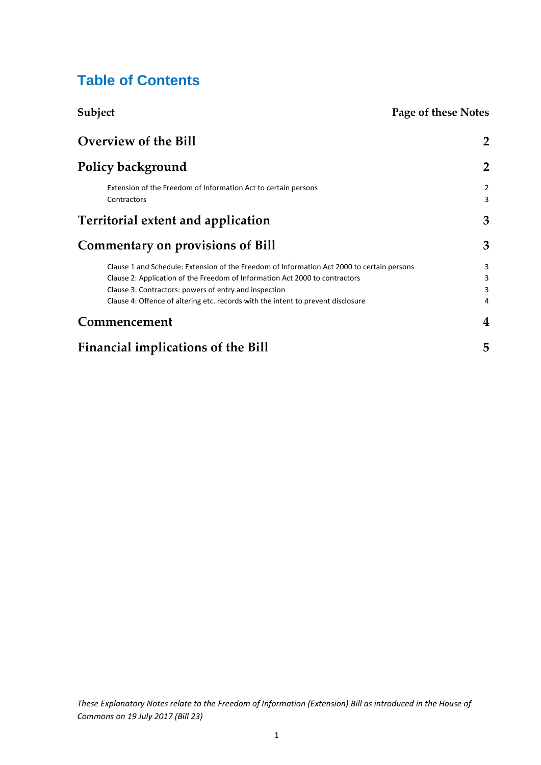# Table of Contents

| Subject | Page of these Notes |
|---|---|
| **Overview of the Bill** | **2** |
| **Policy background** | **2** |
| Extension of the Freedom of Information Act to certain persons | 2 |
| Contractors | 3 |
| **Territorial extent and application** | **3** |
| **Commentary on provisions of Bill** | **3** |
| Clause 1 and Schedule: Extension of the Freedom of Information Act 2000 to certain persons | 3 |
| Clause 2: Application of the Freedom of Information Act 2000 to contractors | 3 |
| Clause 3: Contractors: powers of entry and inspection | 3 |
| Clause 4: Offence of altering etc. records with the intent to prevent disclosure | 4 |
| **Commencement** | **4** |
| **Financial implications of the Bill** | **5** |

*These Explanatory Notes relate to the Freedom of Information (Extension) Bill as introduced in the House of Commons on 19 July 2017 (Bill 23)*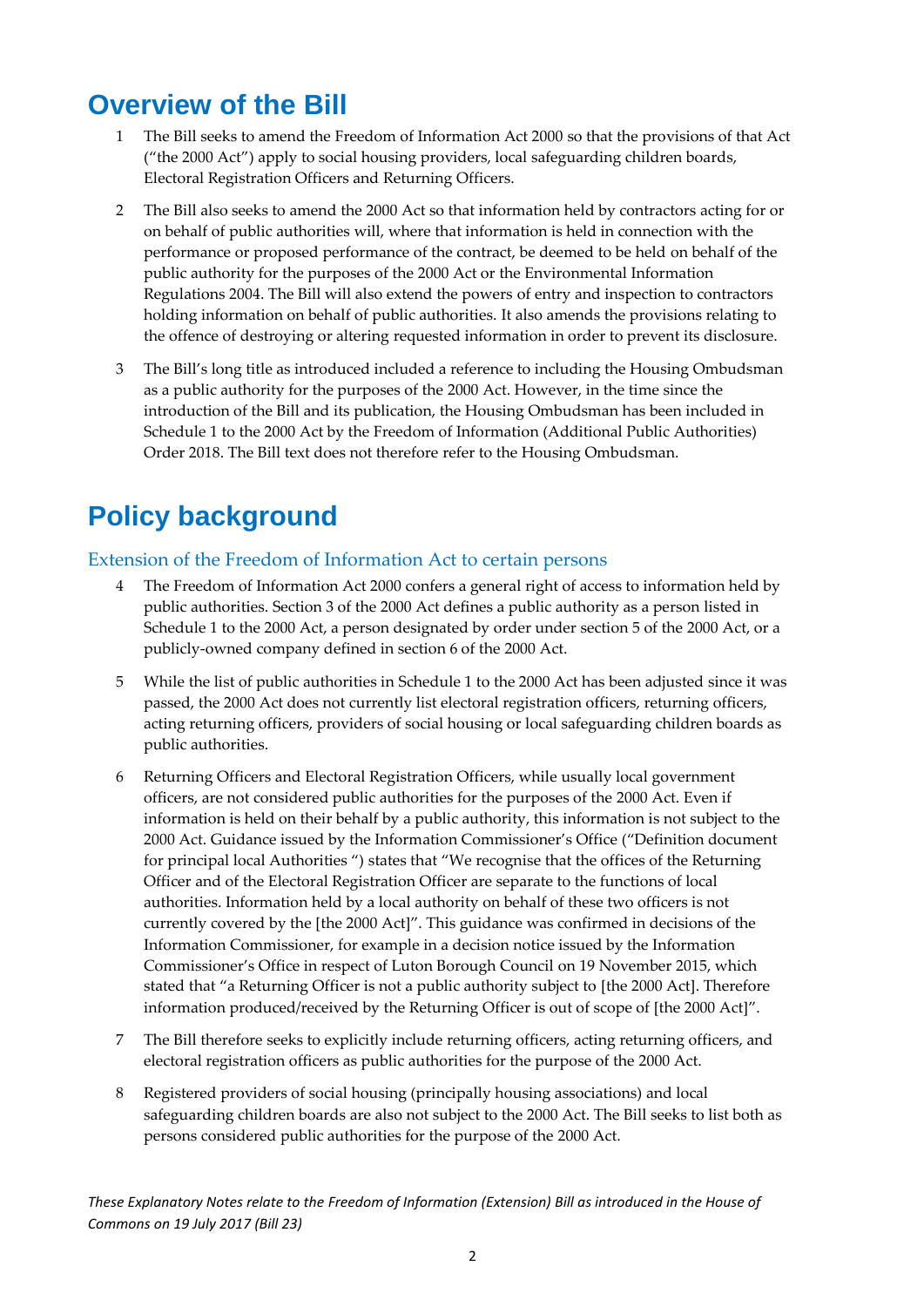# Overview of the Bill

1 The Bill seeks to amend the Freedom of Information Act 2000 so that the provisions of that Act ("the 2000 Act") apply to social housing providers, local safeguarding children boards, Electoral Registration Officers and Returning Officers.

2 The Bill also seeks to amend the 2000 Act so that information held by contractors acting for or on behalf of public authorities will, where that information is held in connection with the performance or proposed performance of the contract, be deemed to be held on behalf of the public authority for the purposes of the 2000 Act or the Environmental Information Regulations 2004. The Bill will also extend the powers of entry and inspection to contractors holding information on behalf of public authorities. It also amends the provisions relating to the offence of destroying or altering requested information in order to prevent its disclosure.

3 The Bill's long title as introduced included a reference to including the Housing Ombudsman as a public authority for the purposes of the 2000 Act. However, in the time since the introduction of the Bill and its publication, the Housing Ombudsman has been included in Schedule 1 to the 2000 Act by the Freedom of Information (Additional Public Authorities) Order 2018. The Bill text does not therefore refer to the Housing Ombudsman.

# Policy background

## Extension of the Freedom of Information Act to certain persons

4 The Freedom of Information Act 2000 confers a general right of access to information held by public authorities. Section 3 of the 2000 Act defines a public authority as a person listed in Schedule 1 to the 2000 Act, a person designated by order under section 5 of the 2000 Act, or a publicly-owned company defined in section 6 of the 2000 Act.

5 While the list of public authorities in Schedule 1 to the 2000 Act has been adjusted since it was passed, the 2000 Act does not currently list electoral registration officers, returning officers, acting returning officers, providers of social housing or local safeguarding children boards as public authorities.

6 Returning Officers and Electoral Registration Officers, while usually local government officers, are not considered public authorities for the purposes of the 2000 Act. Even if information is held on their behalf by a public authority, this information is not subject to the 2000 Act. Guidance issued by the Information Commissioner's Office ("Definition document for principal local Authorities ") states that "We recognise that the offices of the Returning Officer and of the Electoral Registration Officer are separate to the functions of local authorities. Information held by a local authority on behalf of these two officers is not currently covered by the [the 2000 Act]". This guidance was confirmed in decisions of the Information Commissioner, for example in a decision notice issued by the Information Commissioner's Office in respect of Luton Borough Council on 19 November 2015, which stated that "a Returning Officer is not a public authority subject to [the 2000 Act]. Therefore information produced/received by the Returning Officer is out of scope of [the 2000 Act]".

7 The Bill therefore seeks to explicitly include returning officers, acting returning officers, and electoral registration officers as public authorities for the purpose of the 2000 Act.

8 Registered providers of social housing (principally housing associations) and local safeguarding children boards are also not subject to the 2000 Act. The Bill seeks to list both as persons considered public authorities for the purpose of the 2000 Act.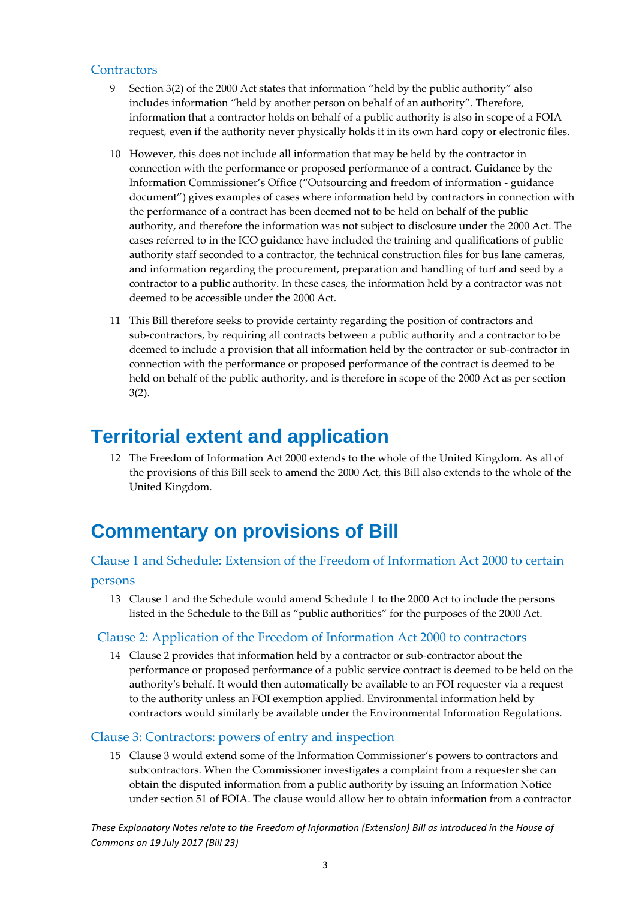### Contractors

9 Section 3(2) of the 2000 Act states that information "held by the public authority" also includes information "held by another person on behalf of an authority". Therefore, information that a contractor holds on behalf of a public authority is also in scope of a FOIA request, even if the authority never physically holds it in its own hard copy or electronic files.

10 However, this does not include all information that may be held by the contractor in connection with the performance or proposed performance of a contract. Guidance by the Information Commissioner's Office ("Outsourcing and freedom of information - guidance document") gives examples of cases where information held by contractors in connection with the performance of a contract has been deemed not to be held on behalf of the public authority, and therefore the information was not subject to disclosure under the 2000 Act. The cases referred to in the ICO guidance have included the training and qualifications of public authority staff seconded to a contractor, the technical construction files for bus lane cameras, and information regarding the procurement, preparation and handling of turf and seed by a contractor to a public authority. In these cases, the information held by a contractor was not deemed to be accessible under the 2000 Act.

11 This Bill therefore seeks to provide certainty regarding the position of contractors and sub-contractors, by requiring all contracts between a public authority and a contractor to be deemed to include a provision that all information held by the contractor or sub-contractor in connection with the performance or proposed performance of the contract is deemed to be held on behalf of the public authority, and is therefore in scope of the 2000 Act as per section 3(2).

## Territorial extent and application

12 The Freedom of Information Act 2000 extends to the whole of the United Kingdom. As all of the provisions of this Bill seek to amend the 2000 Act, this Bill also extends to the whole of the United Kingdom.

## Commentary on provisions of Bill

### Clause 1 and Schedule: Extension of the Freedom of Information Act 2000 to certain persons

13 Clause 1 and the Schedule would amend Schedule 1 to the 2000 Act to include the persons listed in the Schedule to the Bill as "public authorities" for the purposes of the 2000 Act.

### Clause 2: Application of the Freedom of Information Act 2000 to contractors

14 Clause 2 provides that information held by a contractor or sub-contractor about the performance or proposed performance of a public service contract is deemed to be held on the authority's behalf. It would then automatically be available to an FOI requester via a request to the authority unless an FOI exemption applied. Environmental information held by contractors would similarly be available under the Environmental Information Regulations.

### Clause 3: Contractors: powers of entry and inspection

15 Clause 3 would extend some of the Information Commissioner's powers to contractors and subcontractors. When the Commissioner investigates a complaint from a requester she can obtain the disputed information from a public authority by issuing an Information Notice under section 51 of FOIA. The clause would allow her to obtain information from a contractor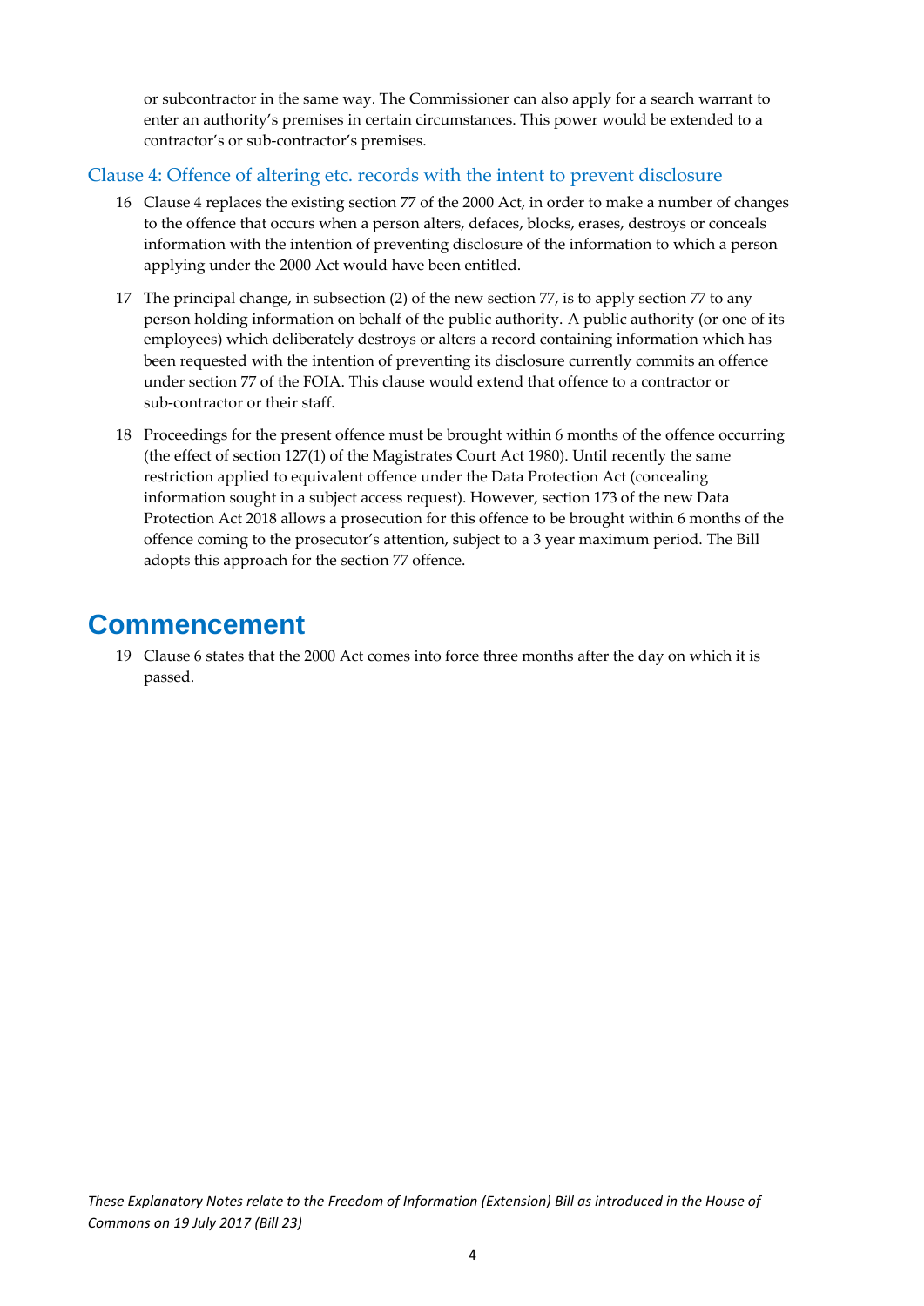or subcontractor in the same way. The Commissioner can also apply for a search warrant to enter an authority's premises in certain circumstances. This power would be extended to a contractor's or sub-contractor's premises.

### Clause 4: Offence of altering etc. records with the intent to prevent disclosure

16 Clause 4 replaces the existing section 77 of the 2000 Act, in order to make a number of changes to the offence that occurs when a person alters, defaces, blocks, erases, destroys or conceals information with the intention of preventing disclosure of the information to which a person applying under the 2000 Act would have been entitled.

17 The principal change, in subsection (2) of the new section 77, is to apply section 77 to any person holding information on behalf of the public authority. A public authority (or one of its employees) which deliberately destroys or alters a record containing information which has been requested with the intention of preventing its disclosure currently commits an offence under section 77 of the FOIA. This clause would extend that offence to a contractor or sub-contractor or their staff.

18 Proceedings for the present offence must be brought within 6 months of the offence occurring (the effect of section 127(1) of the Magistrates Court Act 1980). Until recently the same restriction applied to equivalent offence under the Data Protection Act (concealing information sought in a subject access request). However, section 173 of the new Data Protection Act 2018 allows a prosecution for this offence to be brought within 6 months of the offence coming to the prosecutor's attention, subject to a 3 year maximum period. The Bill adopts this approach for the section 77 offence.

# Commencement

19 Clause 6 states that the 2000 Act comes into force three months after the day on which it is passed.

*These Explanatory Notes relate to the Freedom of Information (Extension) Bill as introduced in the House of Commons on 19 July 2017 (Bill 23)*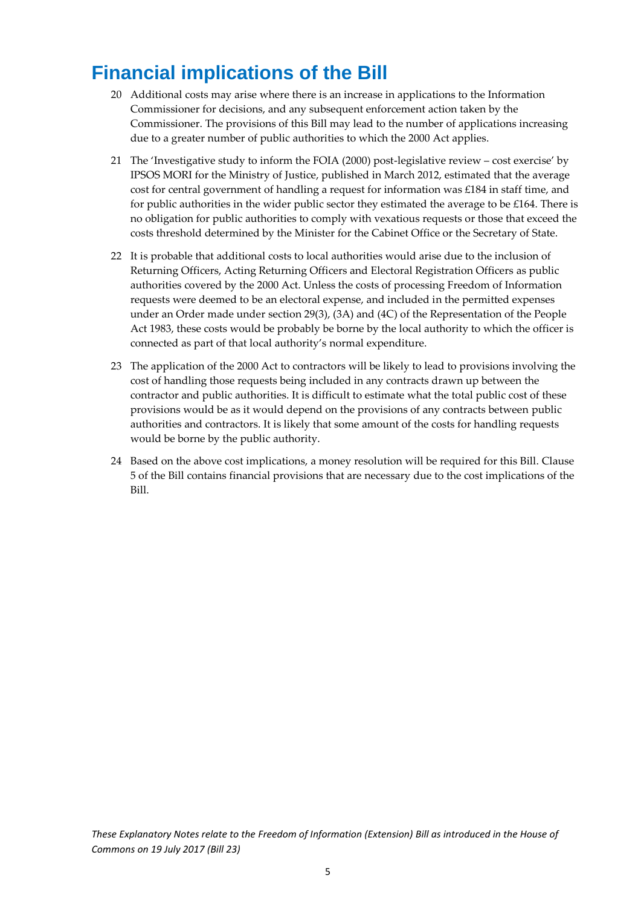# Financial implications of the Bill

20 Additional costs may arise where there is an increase in applications to the Information Commissioner for decisions, and any subsequent enforcement action taken by the Commissioner. The provisions of this Bill may lead to the number of applications increasing due to a greater number of public authorities to which the 2000 Act applies.

21 The 'Investigative study to inform the FOIA (2000) post-legislative review – cost exercise' by IPSOS MORI for the Ministry of Justice, published in March 2012, estimated that the average cost for central government of handling a request for information was £184 in staff time, and for public authorities in the wider public sector they estimated the average to be £164. There is no obligation for public authorities to comply with vexatious requests or those that exceed the costs threshold determined by the Minister for the Cabinet Office or the Secretary of State.

22 It is probable that additional costs to local authorities would arise due to the inclusion of Returning Officers, Acting Returning Officers and Electoral Registration Officers as public authorities covered by the 2000 Act. Unless the costs of processing Freedom of Information requests were deemed to be an electoral expense, and included in the permitted expenses under an Order made under section 29(3), (3A) and (4C) of the Representation of the People Act 1983, these costs would be probably be borne by the local authority to which the officer is connected as part of that local authority's normal expenditure.

23 The application of the 2000 Act to contractors will be likely to lead to provisions involving the cost of handling those requests being included in any contracts drawn up between the contractor and public authorities. It is difficult to estimate what the total public cost of these provisions would be as it would depend on the provisions of any contracts between public authorities and contractors. It is likely that some amount of the costs for handling requests would be borne by the public authority.

24 Based on the above cost implications, a money resolution will be required for this Bill. Clause 5 of the Bill contains financial provisions that are necessary due to the cost implications of the Bill.

*These Explanatory Notes relate to the Freedom of Information (Extension) Bill as introduced in the House of Commons on 19 July 2017 (Bill 23)*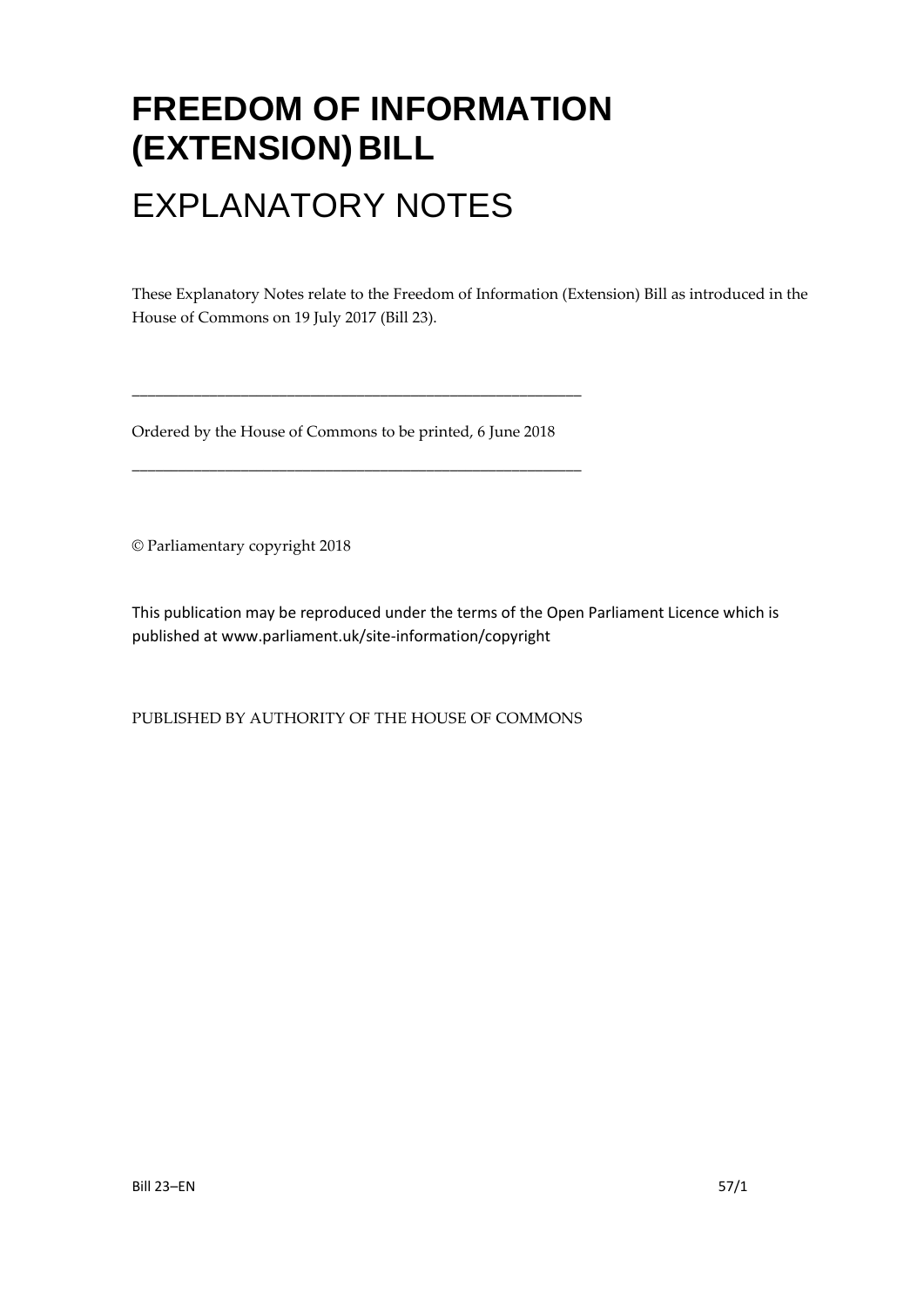# FREEDOM OF INFORMATION (EXTENSION) BILL

# EXPLANATORY NOTES

These Explanatory Notes relate to the Freedom of Information (Extension) Bill as introduced in the House of Commons on 19 July 2017 (Bill 23).

---

Ordered by the House of Commons to be printed, 6 June 2018

---

© Parliamentary copyright 2018

This publication may be reproduced under the terms of the Open Parliament Licence which is published at www.parliament.uk/site-information/copyright

PUBLISHED BY AUTHORITY OF THE HOUSE OF COMMONS

Bill 23–EN 57/1